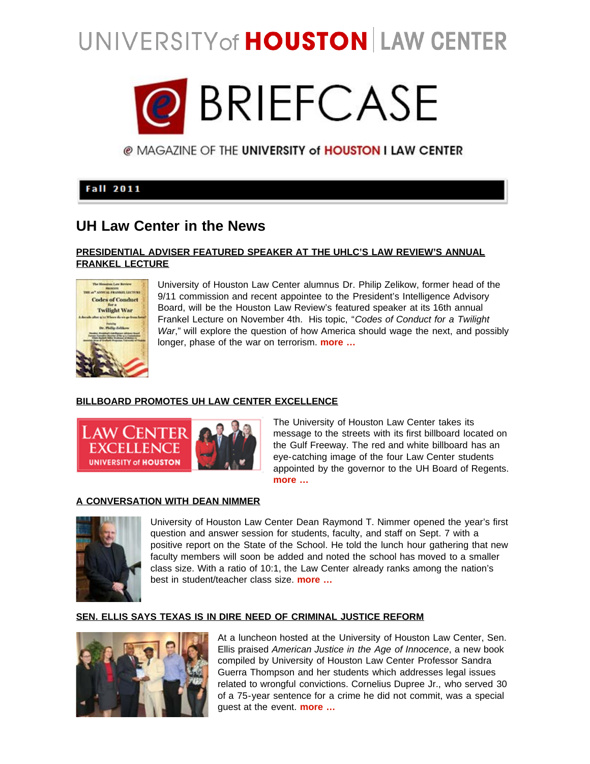UNIVERSITY of HOUSTON | LAW CENTER

# e BRIEFCASE

e MAGAZINE OF THE UNIVERSITY of HOUSTON I LAW CENTER

**Fall 2011**

## UH Law Center in the News

### PRESIDENTIAL ADVISER FEATURED SPEAKER AT THE UHLC'S LAW REVIEW'S ANNUAL FRANKEL LECTURE

University of Houston Law Center alumnus Dr. Philip Zelikow, former head of the 9/11 commission and recent appointee to the President's Intelligence Advisory Board, will be the Houston Law Review's featured speaker at its 16th annual Frankel Lecture on November 4th. His topic, "*Codes of Conduct for a Twilight War*," will explore the question of how America should wage the next, and possibly longer, phase of the war on terrorism. **more ...**

### BILLBOARD PROMOTES UH LAW CENTER EXCELLENCE

The University of Houston Law Center takes its message to the streets with its first billboard located on the Gulf Freeway. The red and white billboard has an eye-catching image of the four Law Center students appointed by the governor to the UH Board of Regents. **more ...**

### A CONVERSATION WITH DEAN NIMMER

University of Houston Law Center Dean Raymond T. Nimmer opened the year's first question and answer session for students, faculty, and staff on Sept. 7 with a positive report on the State of the School. He told the lunch hour gathering that new faculty members will soon be added and noted the school has moved to a smaller class size. With a ratio of 10:1, the Law Center already ranks among the nation's best in student/teacher class size. **more ...**

### SEN. ELLIS SAYS TEXAS IS IN DIRE NEED OF CRIMINAL JUSTICE REFORM

At a luncheon hosted at the University of Houston Law Center, Sen. Ellis praised *American Justice in the Age of Innocence*, a new book compiled by University of Houston Law Center Professor Sandra Guerra Thompson and her students which addresses legal issues related to wrongful convictions. Cornelius Dupree Jr., who served 30 of a 75-year sentence for a crime he did not commit, was a special guest at the event. **more ...**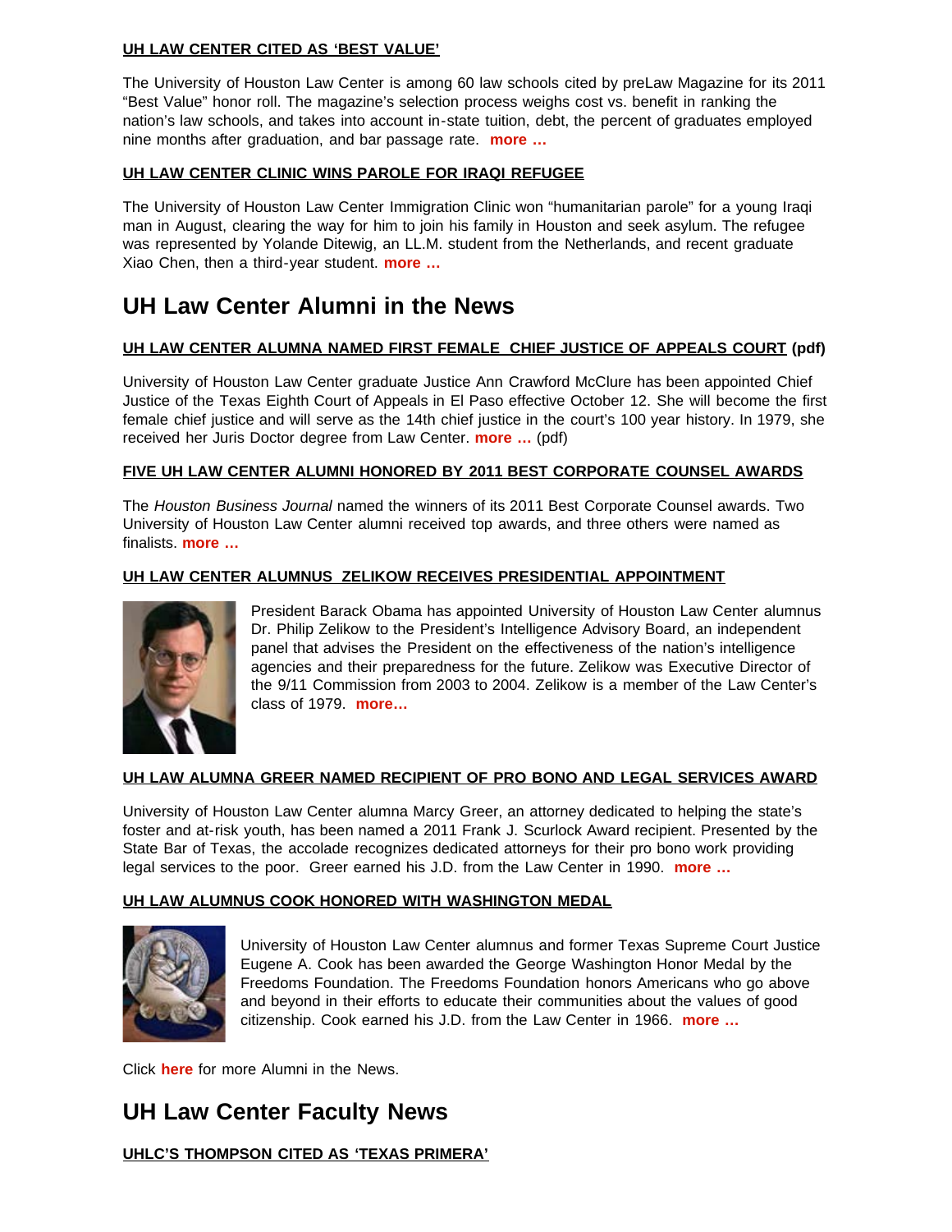**UH LAW CENTER CITED AS 'BEST VALUE'**

The University of Houston Law Center is among 60 law schools cited by preLaw Magazine for its 2011 "Best Value" honor roll. The magazine's selection process weighs cost vs. benefit in ranking the nation's law schools, and takes into account in-state tuition, debt, the percent of graduates employed nine months after graduation, and bar passage rate. **more …**

**UH LAW CENTER CLINIC WINS PAROLE FOR IRAQI REFUGEE**

The University of Houston Law Center Immigration Clinic won "humanitarian parole" for a young Iraqi man in August, clearing the way for him to join his family in Houston and seek asylum. The refugee was represented by Yolande Ditewig, an LL.M. student from the Netherlands, and recent graduate Xiao Chen, then a third-year student. **more …**

# UH Law Center Alumni in the News

**UH LAW CENTER ALUMNA NAMED FIRST FEMALE CHIEF JUSTICE OF APPEALS COURT (pdf)**

University of Houston Law Center graduate Justice Ann Crawford McClure has been appointed Chief Justice of the Texas Eighth Court of Appeals in El Paso effective October 12. She will become the first female chief justice and will serve as the 14th chief justice in the court's 100 year history. In 1979, she received her Juris Doctor degree from Law Center. **more …** (pdf)

**FIVE UH LAW CENTER ALUMNI HONORED BY 2011 BEST CORPORATE COUNSEL AWARDS**

The *Houston Business Journal* named the winners of its 2011 Best Corporate Counsel awards. Two University of Houston Law Center alumni received top awards, and three others were named as finalists. **more …**

**UH LAW CENTER ALUMNUS ZELIKOW RECEIVES PRESIDENTIAL APPOINTMENT**

President Barack Obama has appointed University of Houston Law Center alumnus Dr. Philip Zelikow to the President's Intelligence Advisory Board, an independent panel that advises the President on the effectiveness of the nation's intelligence agencies and their preparedness for the future. Zelikow was Executive Director of the 9/11 Commission from 2003 to 2004. Zelikow is a member of the Law Center's class of 1979. **more…**

**UH LAW ALUMNA GREER NAMED RECIPIENT OF PRO BONO AND LEGAL SERVICES AWARD**

University of Houston Law Center alumna Marcy Greer, an attorney dedicated to helping the state's foster and at-risk youth, has been named a 2011 Frank J. Scurlock Award recipient. Presented by the State Bar of Texas, the accolade recognizes dedicated attorneys for their pro bono work providing legal services to the poor. Greer earned his J.D. from the Law Center in 1990. **more …**

**UH LAW ALUMNUS COOK HONORED WITH WASHINGTON MEDAL**

University of Houston Law Center alumnus and former Texas Supreme Court Justice Eugene A. Cook has been awarded the George Washington Honor Medal by the Freedoms Foundation. The Freedoms Foundation honors Americans who go above and beyond in their efforts to educate their communities about the values of good citizenship. Cook earned his J.D. from the Law Center in 1966. **more …**

Click **here** for more Alumni in the News.

# UH Law Center Faculty News

**UHLC'S THOMPSON CITED AS 'TEXAS PRIMERA'**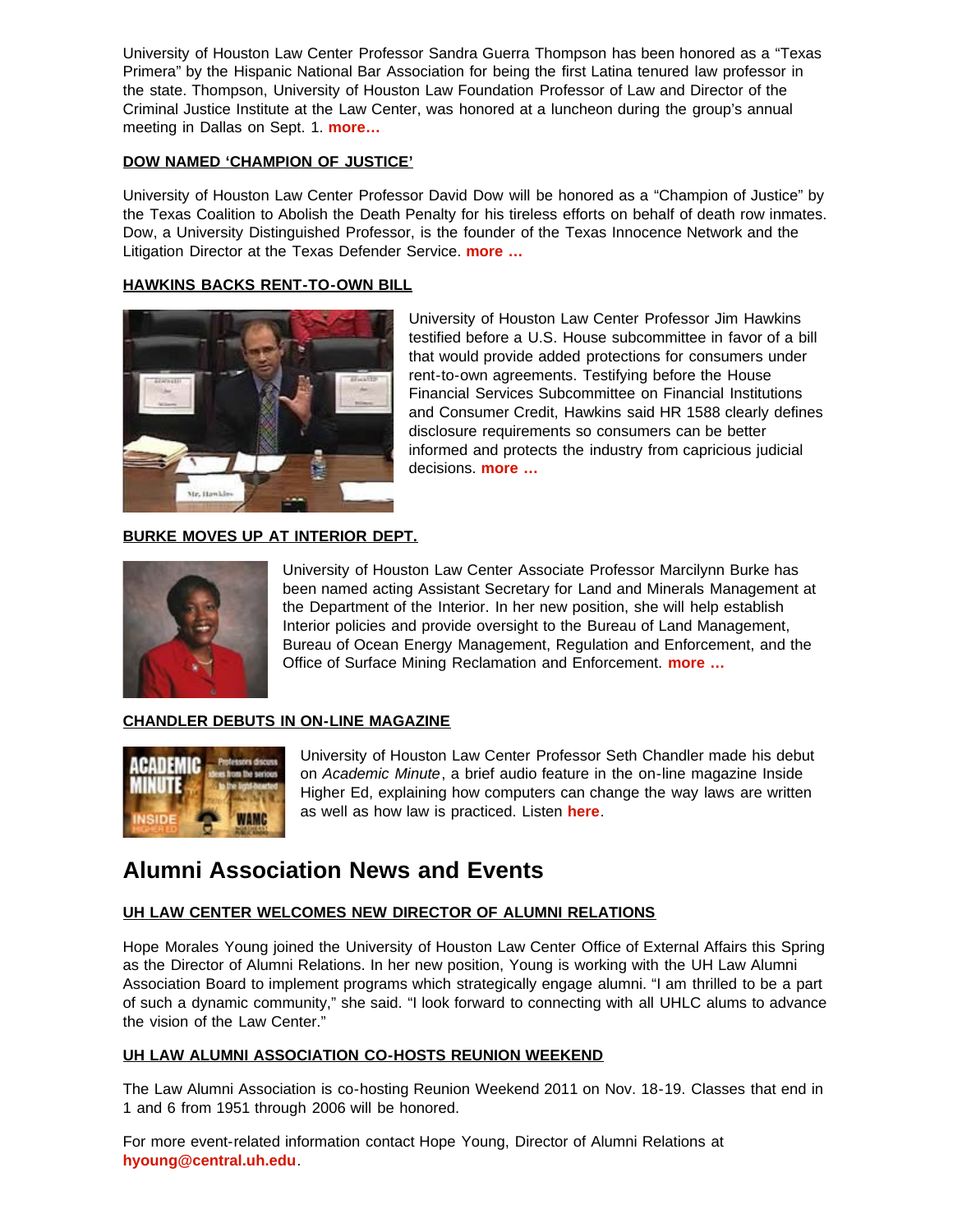University of Houston Law Center Professor Sandra Guerra Thompson has been honored as a "Texas Primera" by the Hispanic National Bar Association for being the first Latina tenured law professor in the state. Thompson, University of Houston Law Foundation Professor of Law and Director of the Criminal Justice Institute at the Law Center, was honored at a luncheon during the group's annual meeting in Dallas on Sept. 1. **more…**

#### DOW NAMED 'CHAMPION OF JUSTICE'

University of Houston Law Center Professor David Dow will be honored as a "Champion of Justice" by the Texas Coalition to Abolish the Death Penalty for his tireless efforts on behalf of death row inmates. Dow, a University Distinguished Professor, is the founder of the Texas Innocence Network and the Litigation Director at the Texas Defender Service. **more …**

#### HAWKINS BACKS RENT-TO-OWN BILL

University of Houston Law Center Professor Jim Hawkins testified before a U.S. House subcommittee in favor of a bill that would provide added protections for consumers under rent-to-own agreements. Testifying before the House Financial Services Subcommittee on Financial Institutions and Consumer Credit, Hawkins said HR 1588 clearly defines disclosure requirements so consumers can be better informed and protects the industry from capricious judicial decisions. **more …**

#### BURKE MOVES UP AT INTERIOR DEPT.

University of Houston Law Center Associate Professor Marcilynn Burke has been named acting Assistant Secretary for Land and Minerals Management at the Department of the Interior. In her new position, she will help establish Interior policies and provide oversight to the Bureau of Land Management, Bureau of Ocean Energy Management, Regulation and Enforcement, and the Office of Surface Mining Reclamation and Enforcement. **more …**

#### CHANDLER DEBUTS IN ON-LINE MAGAZINE

University of Houston Law Center Professor Seth Chandler made his debut on *Academic Minute*, a brief audio feature in the on-line magazine Inside Higher Ed, explaining how computers can change the way laws are written as well as how law is practiced. Listen **here**.

## Alumni Association News and Events

#### UH LAW CENTER WELCOMES NEW DIRECTOR OF ALUMNI RELATIONS

Hope Morales Young joined the University of Houston Law Center Office of External Affairs this Spring as the Director of Alumni Relations. In her new position, Young is working with the UH Law Alumni Association Board to implement programs which strategically engage alumni. "I am thrilled to be a part of such a dynamic community," she said. "I look forward to connecting with all UHLC alums to advance the vision of the Law Center."

#### UH LAW ALUMNI ASSOCIATION CO-HOSTS REUNION WEEKEND

The Law Alumni Association is co-hosting Reunion Weekend 2011 on Nov. 18-19. Classes that end in 1 and 6 from 1951 through 2006 will be honored.

For more event-related information contact Hope Young, Director of Alumni Relations at **hyoung@central.uh.edu**.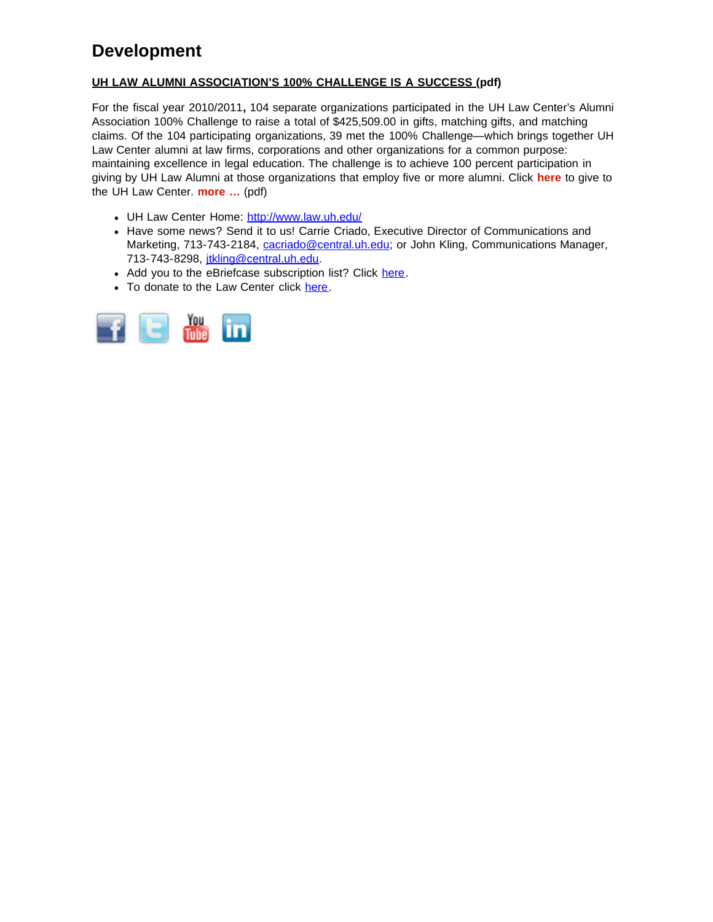# Development

**UH LAW ALUMNI ASSOCIATION'S 100% CHALLENGE IS A SUCCESS (pdf)**

For the fiscal year 2010/2011**,** 104 separate organizations participated in the UH Law Center's Alumni Association 100% Challenge to raise a total of $425,509.00 in gifts, matching gifts, and matching claims. Of the 104 participating organizations, 39 met the 100% Challenge—which brings together UH Law Center alumni at law firms, corporations and other organizations for a common purpose: maintaining excellence in legal education. The challenge is to achieve 100 percent participation in giving by UH Law Alumni at those organizations that employ five or more alumni. Click **here** to give to the UH Law Center. **more …** (pdf)

- UH Law Center Home: http://www.law.uh.edu/
- Have some news? Send it to us! Carrie Criado, Executive Director of Communications and Marketing, 713-743-2184, cacriado@central.uh.edu; or John Kling, Communications Manager, 713-743-8298, jtkling@central.uh.edu.
- Add you to the eBriefcase subscription list? Click here.
- To donate to the Law Center click here.